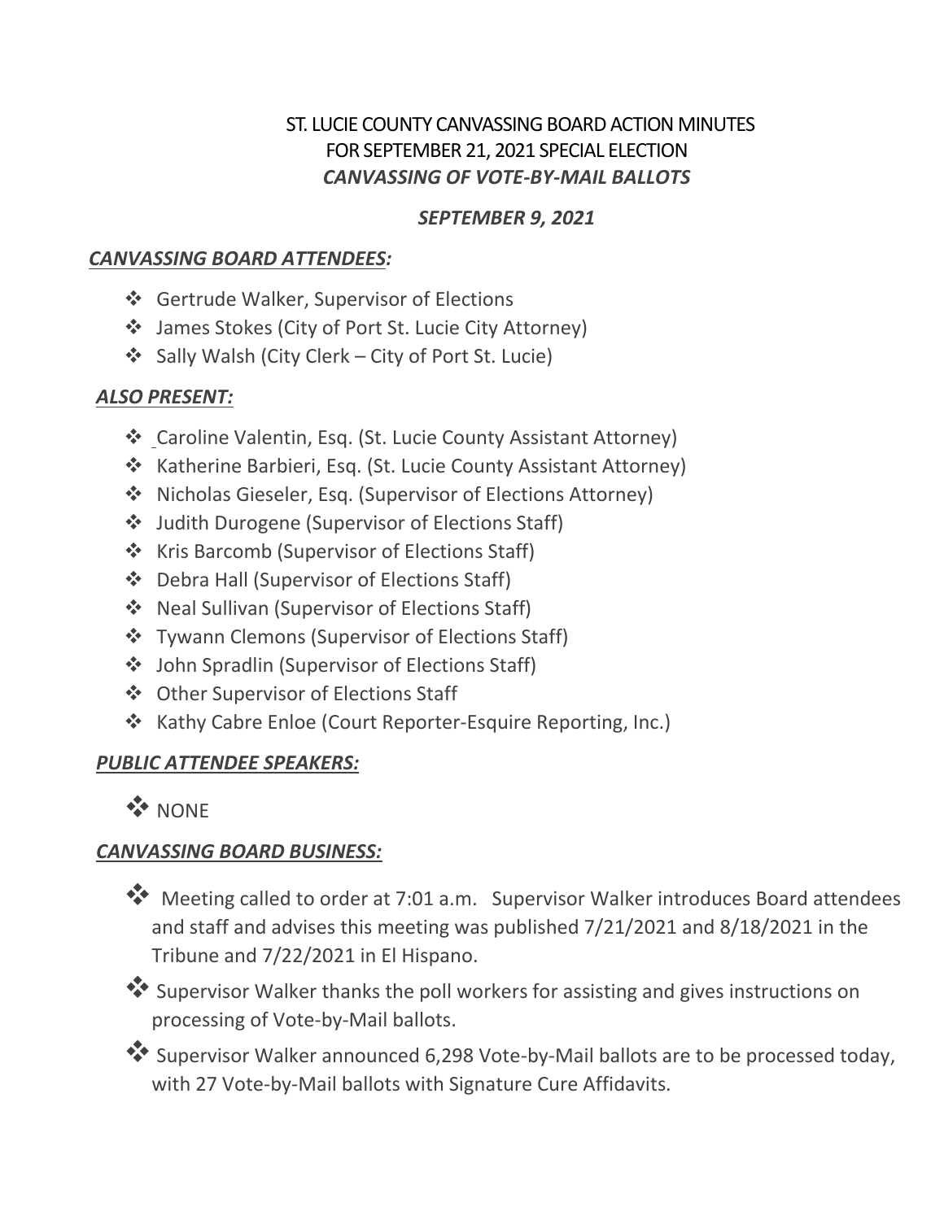# ST. LUCIE COUNTY CANVASSING BOARD ACTION MINUTES
## FOR SEPTEMBER 21, 2021 SPECIAL ELECTION
### *CANVASSING OF VOTE-BY-MAIL BALLOTS*

### *SEPTEMBER 9, 2021*

***CANVASSING BOARD ATTENDEES:***

- ❖ Gertrude Walker, Supervisor of Elections
- ❖ James Stokes (City of Port St. Lucie City Attorney)
- ❖ Sally Walsh (City Clerk – City of Port St. Lucie)

***ALSO PRESENT:***

- ❖ Caroline Valentin, Esq. (St. Lucie County Assistant Attorney)
- ❖ Katherine Barbieri, Esq. (St. Lucie County Assistant Attorney)
- ❖ Nicholas Gieseler, Esq. (Supervisor of Elections Attorney)
- ❖ Judith Durogene (Supervisor of Elections Staff)
- ❖ Kris Barcomb (Supervisor of Elections Staff)
- ❖ Debra Hall (Supervisor of Elections Staff)
- ❖ Neal Sullivan (Supervisor of Elections Staff)
- ❖ Tywann Clemons (Supervisor of Elections Staff)
- ❖ John Spradlin (Supervisor of Elections Staff)
- ❖ Other Supervisor of Elections Staff
- ❖ Kathy Cabre Enloe (Court Reporter-Esquire Reporting, Inc.)

***PUBLIC ATTENDEE SPEAKERS:***

- ❖ NONE

***CANVASSING BOARD BUSINESS:***

- ❖ Meeting called to order at 7:01 a.m. Supervisor Walker introduces Board attendees and staff and advises this meeting was published 7/21/2021 and 8/18/2021 in the Tribune and 7/22/2021 in El Hispano.
- ❖ Supervisor Walker thanks the poll workers for assisting and gives instructions on processing of Vote-by-Mail ballots.
- ❖ Supervisor Walker announced 6,298 Vote-by-Mail ballots are to be processed today, with 27 Vote-by-Mail ballots with Signature Cure Affidavits.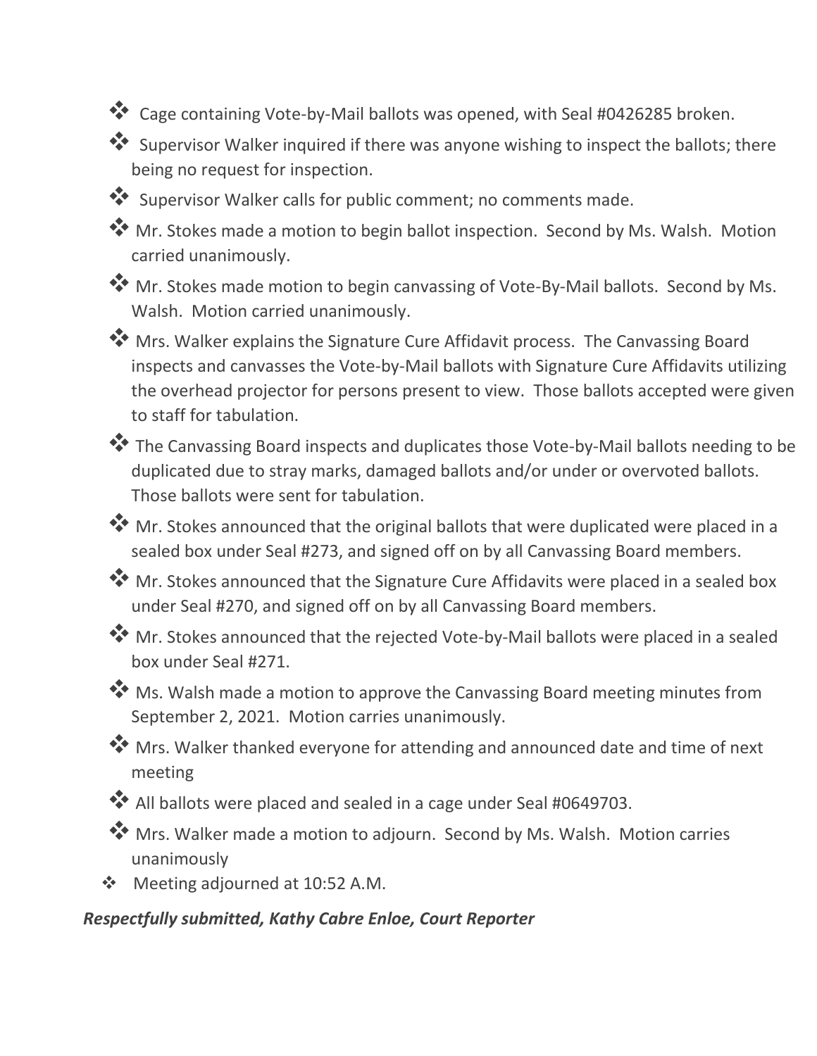- Cage containing Vote-by-Mail ballots was opened, with Seal #0426285 broken.
- Supervisor Walker inquired if there was anyone wishing to inspect the ballots; there being no request for inspection.
- Supervisor Walker calls for public comment; no comments made.
- Mr. Stokes made a motion to begin ballot inspection. Second by Ms. Walsh. Motion carried unanimously.
- Mr. Stokes made motion to begin canvassing of Vote-By-Mail ballots. Second by Ms. Walsh. Motion carried unanimously.
- Mrs. Walker explains the Signature Cure Affidavit process. The Canvassing Board inspects and canvasses the Vote-by-Mail ballots with Signature Cure Affidavits utilizing the overhead projector for persons present to view. Those ballots accepted were given to staff for tabulation.
- The Canvassing Board inspects and duplicates those Vote-by-Mail ballots needing to be duplicated due to stray marks, damaged ballots and/or under or overvoted ballots. Those ballots were sent for tabulation.
- Mr. Stokes announced that the original ballots that were duplicated were placed in a sealed box under Seal #273, and signed off on by all Canvassing Board members.
- Mr. Stokes announced that the Signature Cure Affidavits were placed in a sealed box under Seal #270, and signed off on by all Canvassing Board members.
- Mr. Stokes announced that the rejected Vote-by-Mail ballots were placed in a sealed box under Seal #271.
- Ms. Walsh made a motion to approve the Canvassing Board meeting minutes from September 2, 2021. Motion carries unanimously.
- Mrs. Walker thanked everyone for attending and announced date and time of next meeting
- All ballots were placed and sealed in a cage under Seal #0649703.
- Mrs. Walker made a motion to adjourn. Second by Ms. Walsh. Motion carries unanimously
- Meeting adjourned at 10:52 A.M.

***Respectfully submitted, Kathy Cabre Enloe, Court Reporter***